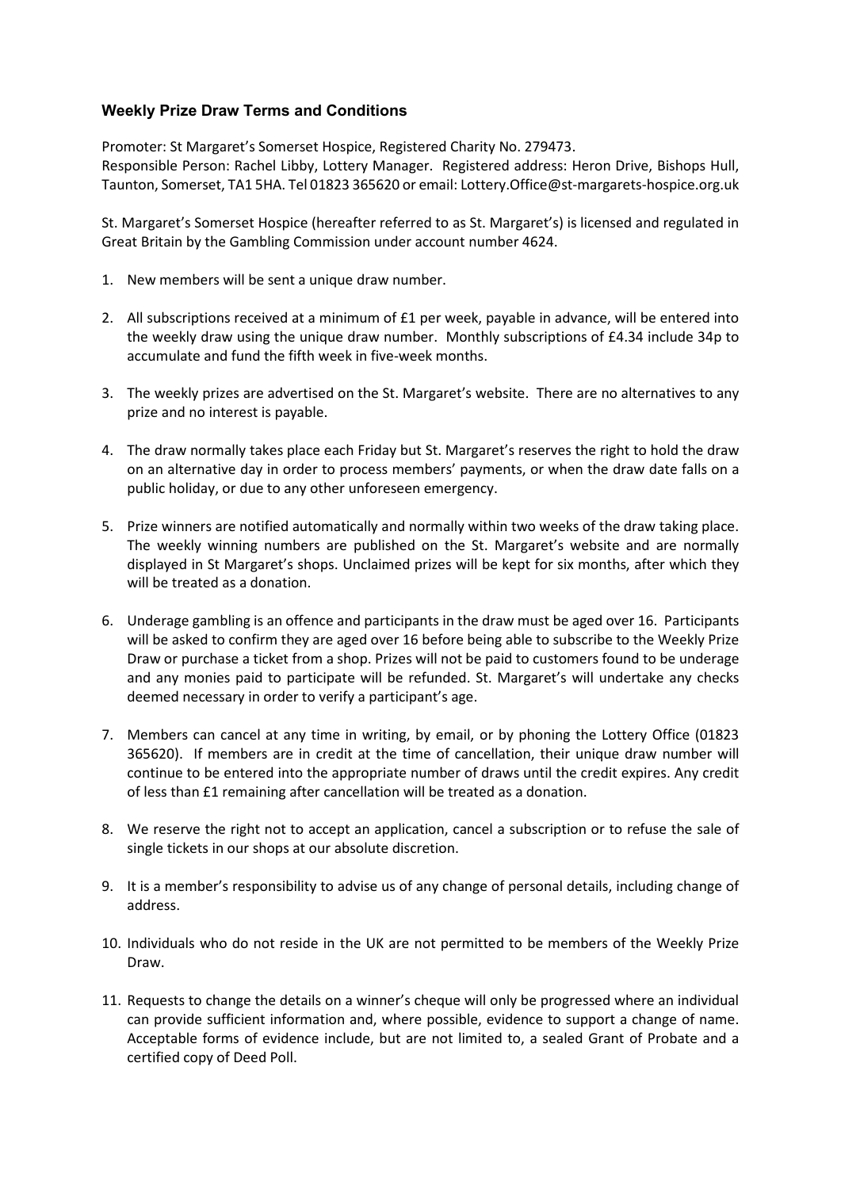### Weekly Prize Draw Terms and Conditions

Promoter: St Margaret's Somerset Hospice, Registered Charity No. 279473.
Responsible Person: Rachel Libby, Lottery Manager. Registered address: Heron Drive, Bishops Hull, Taunton, Somerset, TA1 5HA. Tel 01823 365620 or email: Lottery.Office@st-margarets-hospice.org.uk

St. Margaret's Somerset Hospice (hereafter referred to as St. Margaret's) is licensed and regulated in Great Britain by the Gambling Commission under account number 4624.

1. New members will be sent a unique draw number.

2. All subscriptions received at a minimum of £1 per week, payable in advance, will be entered into the weekly draw using the unique draw number. Monthly subscriptions of £4.34 include 34p to accumulate and fund the fifth week in five-week months.

3. The weekly prizes are advertised on the St. Margaret's website. There are no alternatives to any prize and no interest is payable.

4. The draw normally takes place each Friday but St. Margaret's reserves the right to hold the draw on an alternative day in order to process members' payments, or when the draw date falls on a public holiday, or due to any other unforeseen emergency.

5. Prize winners are notified automatically and normally within two weeks of the draw taking place. The weekly winning numbers are published on the St. Margaret's website and are normally displayed in St Margaret's shops. Unclaimed prizes will be kept for six months, after which they will be treated as a donation.

6. Underage gambling is an offence and participants in the draw must be aged over 16. Participants will be asked to confirm they are aged over 16 before being able to subscribe to the Weekly Prize Draw or purchase a ticket from a shop. Prizes will not be paid to customers found to be underage and any monies paid to participate will be refunded. St. Margaret's will undertake any checks deemed necessary in order to verify a participant's age.

7. Members can cancel at any time in writing, by email, or by phoning the Lottery Office (01823 365620). If members are in credit at the time of cancellation, their unique draw number will continue to be entered into the appropriate number of draws until the credit expires. Any credit of less than £1 remaining after cancellation will be treated as a donation.

8. We reserve the right not to accept an application, cancel a subscription or to refuse the sale of single tickets in our shops at our absolute discretion.

9. It is a member's responsibility to advise us of any change of personal details, including change of address.

10. Individuals who do not reside in the UK are not permitted to be members of the Weekly Prize Draw.

11. Requests to change the details on a winner's cheque will only be progressed where an individual can provide sufficient information and, where possible, evidence to support a change of name. Acceptable forms of evidence include, but are not limited to, a sealed Grant of Probate and a certified copy of Deed Poll.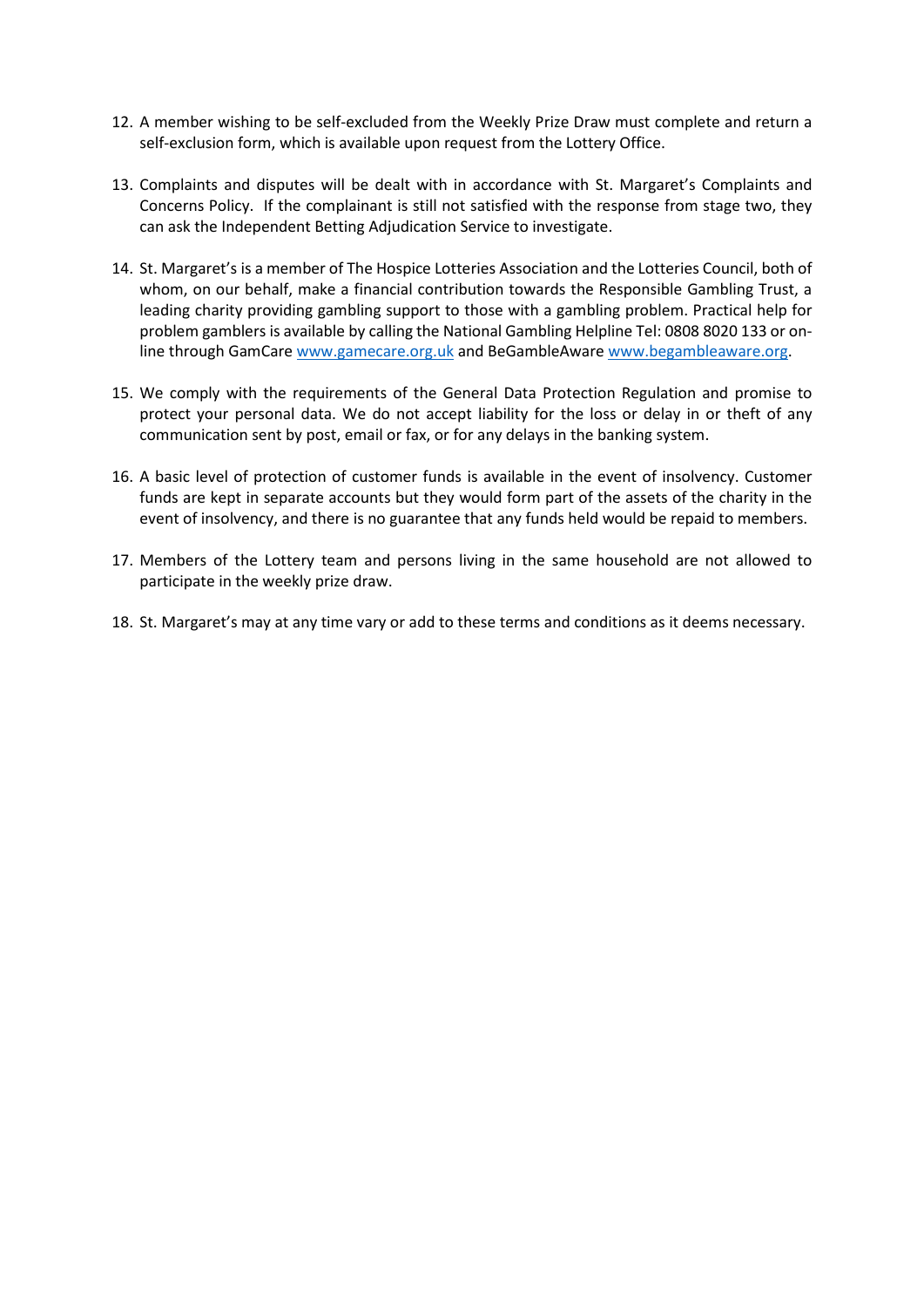12. A member wishing to be self-excluded from the Weekly Prize Draw must complete and return a self-exclusion form, which is available upon request from the Lottery Office.

13. Complaints and disputes will be dealt with in accordance with St. Margaret's Complaints and Concerns Policy. If the complainant is still not satisfied with the response from stage two, they can ask the Independent Betting Adjudication Service to investigate.

14. St. Margaret's is a member of The Hospice Lotteries Association and the Lotteries Council, both of whom, on our behalf, make a financial contribution towards the Responsible Gambling Trust, a leading charity providing gambling support to those with a gambling problem. Practical help for problem gamblers is available by calling the National Gambling Helpline Tel: 0808 8020 133 or on-line through GamCare [www.gamecare.org.uk](www.gamecare.org.uk) and BeGambleAware [www.begambleaware.org](www.begambleaware.org).

15. We comply with the requirements of the General Data Protection Regulation and promise to protect your personal data. We do not accept liability for the loss or delay in or theft of any communication sent by post, email or fax, or for any delays in the banking system.

16. A basic level of protection of customer funds is available in the event of insolvency. Customer funds are kept in separate accounts but they would form part of the assets of the charity in the event of insolvency, and there is no guarantee that any funds held would be repaid to members.

17. Members of the Lottery team and persons living in the same household are not allowed to participate in the weekly prize draw.

18. St. Margaret's may at any time vary or add to these terms and conditions as it deems necessary.